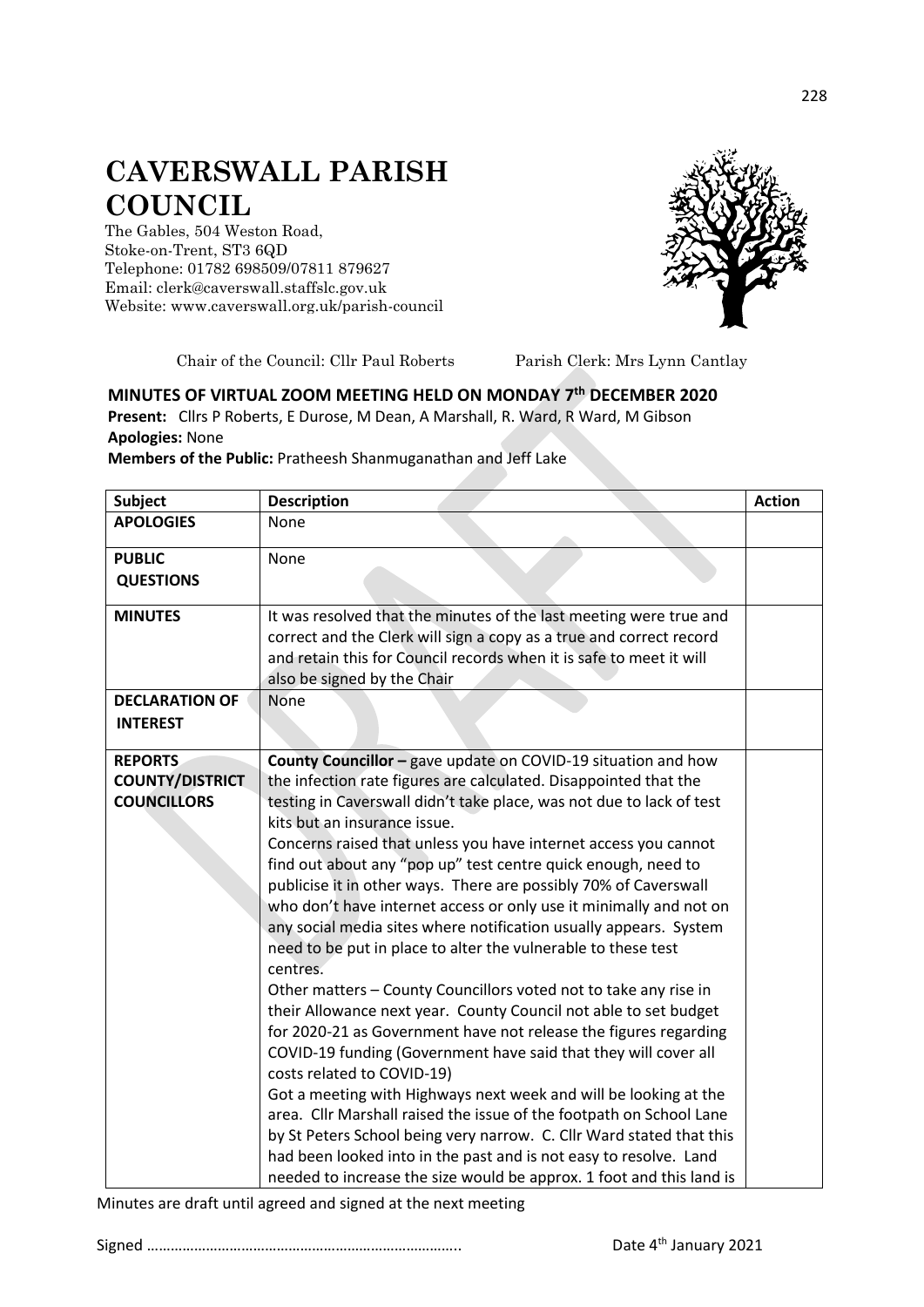# CAVERSWALL PARISH COUNCIL

The Gables, 504 Weston Road,
Stoke-on-Trent, ST3 6QD
Telephone: 01782 698509/07811 879627
Email: clerk@caverswall.staffslc.gov.uk
Website: www.caverswall.org.uk/parish-council

Chair of the Council: Cllr Paul Roberts Parish Clerk: Mrs Lynn Cantlay

## MINUTES OF VIRTUAL ZOOM MEETING HELD ON MONDAY 7th DECEMBER 2020

**Present:** Cllrs P Roberts, E Durose, M Dean, A Marshall, R. Ward, R Ward, M Gibson
**Apologies:** None
**Members of the Public:** Pratheesh Shanmuganathan and Jeff Lake

| Subject | Description | Action |
|---|---|---|
| **APOLOGIES** | None | |
| **PUBLIC QUESTIONS** | None | |
| **MINUTES** | It was resolved that the minutes of the last meeting were true and correct and the Clerk will sign a copy as a true and correct record and retain this for Council records when it is safe to meet it will also be signed by the Chair | |
| **DECLARATION OF INTEREST** | None | |
| **REPORTS COUNTY/DISTRICT COUNCILLORS** | **County Councillor –** gave update on COVID-19 situation and how the infection rate figures are calculated. Disappointed that the testing in Caverswall didn't take place, was not due to lack of test kits but an insurance issue.<br>Concerns raised that unless you have internet access you cannot find out about any "pop up" test centre quick enough, need to publicise it in other ways. There are possibly 70% of Caverswall who don't have internet access or only use it minimally and not on any social media sites where notification usually appears. System need to be put in place to alter the vulnerable to these test centres.<br>Other matters – County Councillors voted not to take any rise in their Allowance next year. County Council not able to set budget for 2020-21 as Government have not release the figures regarding COVID-19 funding (Government have said that they will cover all costs related to COVID-19)<br>Got a meeting with Highways next week and will be looking at the area. Cllr Marshall raised the issue of the footpath on School Lane by St Peters School being very narrow. C. Cllr Ward stated that this had been looked into in the past and is not easy to resolve. Land needed to increase the size would be approx. 1 foot and this land is | |

Minutes are draft until agreed and signed at the next meeting

Signed ……………………………………………………………….. Date 4th January 2021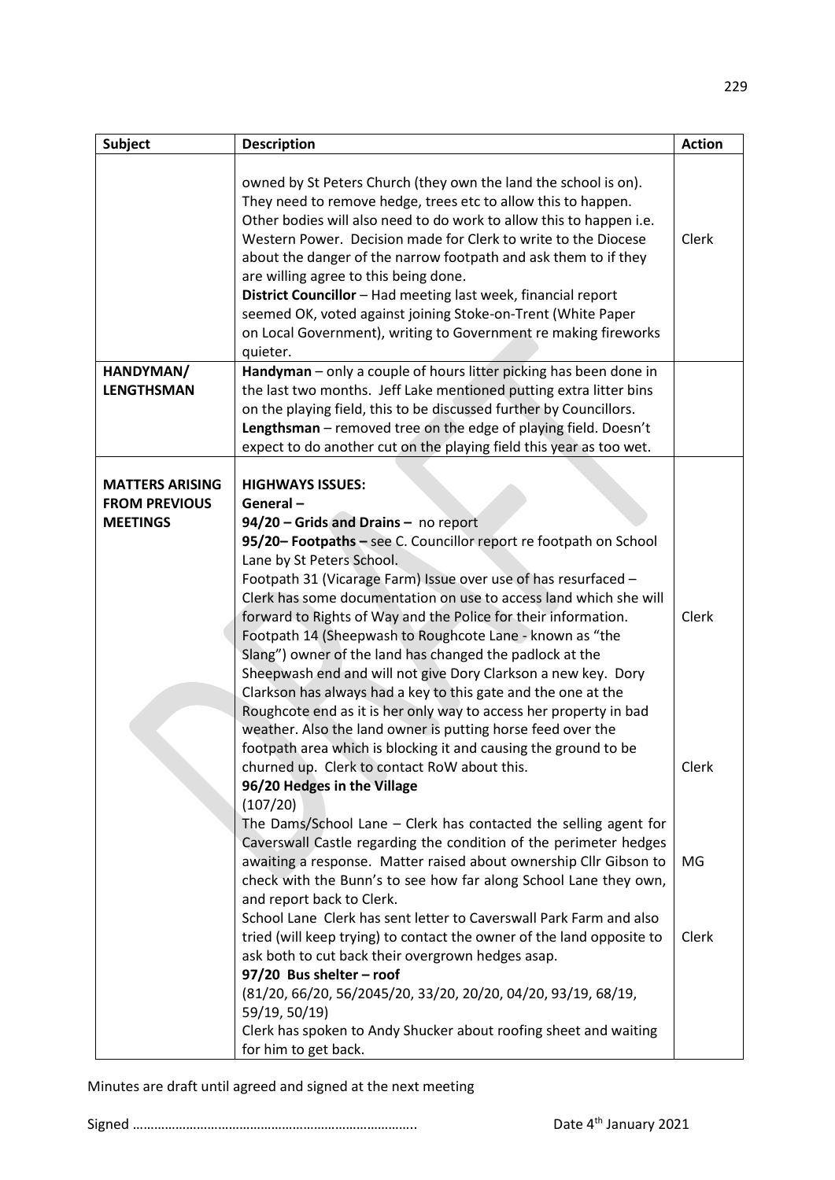| Subject | Description | Action |
|---|---|---|
| | owned by St Peters Church (they own the land the school is on). They need to remove hedge, trees etc to allow this to happen. Other bodies will also need to do work to allow this to happen i.e. Western Power. Decision made for Clerk to write to the Diocese about the danger of the narrow footpath and ask them to if they are willing agree to this being done.<br>**District Councillor** – Had meeting last week, financial report seemed OK, voted against joining Stoke-on-Trent (White Paper on Local Government), writing to Government re making fireworks quieter. | Clerk |
| **HANDYMAN/ LENGTHSMAN** | **Handyman** – only a couple of hours litter picking has been done in the last two months. Jeff Lake mentioned putting extra litter bins on the playing field, this to be discussed further by Councillors.<br>**Lengthsman** – removed tree on the edge of playing field. Doesn't expect to do another cut on the playing field this year as too wet. | |
| **MATTERS ARISING FROM PREVIOUS MEETINGS** | **HIGHWAYS ISSUES:**<br>**General –**<br>**94/20 – Grids and Drains –** no report<br>**95/20– Footpaths –** see C. Councillor report re footpath on School Lane by St Peters School.<br>Footpath 31 (Vicarage Farm) Issue over use of has resurfaced – Clerk has some documentation on use to access land which she will forward to Rights of Way and the Police for their information.<br>Footpath 14 (Sheepwash to Roughcote Lane - known as "the Slang") owner of the land has changed the padlock at the Sheepwash end and will not give Dory Clarkson a new key. Dory Clarkson has always had a key to this gate and the one at the Roughcote end as it is her only way to access her property in bad weather. Also the land owner is putting horse feed over the footpath area which is blocking it and causing the ground to be churned up. Clerk to contact RoW about this.<br>**96/20 Hedges in the Village**<br>(107/20)<br>The Dams/School Lane – Clerk has contacted the selling agent for Caverswall Castle regarding the condition of the perimeter hedges awaiting a response. Matter raised about ownership Cllr Gibson to check with the Bunn's to see how far along School Lane they own, and report back to Clerk.<br>School Lane Clerk has sent letter to Caverswall Park Farm and also tried (will keep trying) to contact the owner of the land opposite to ask both to cut back their overgrown hedges asap.<br>**97/20 Bus shelter – roof**<br>(81/20, 66/20, 56/2045/20, 33/20, 20/20, 04/20, 93/19, 68/19, 59/19, 50/19)<br>Clerk has spoken to Andy Shucker about roofing sheet and waiting for him to get back. | Clerk<br><br>Clerk<br><br>MG<br><br>Clerk |

Minutes are draft until agreed and signed at the next meeting

Signed …………………………………………………………………….. Date 4th January 2021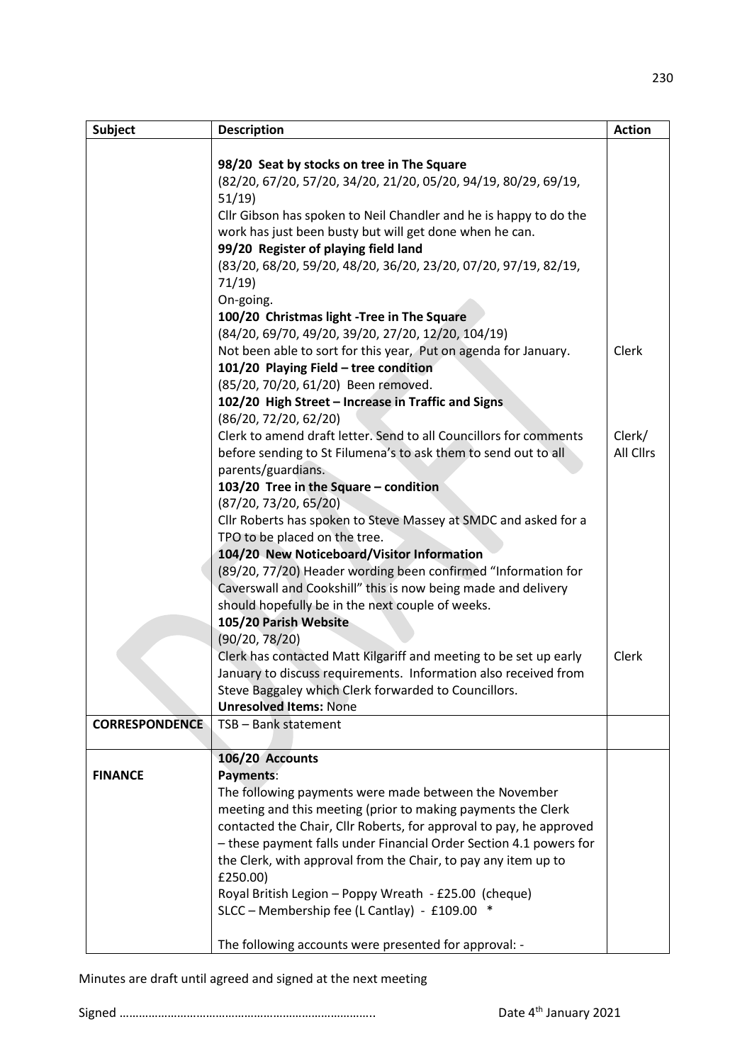| Subject | Description | Action |
|---|---|---|
| | **98/20 Seat by stocks on tree in The Square**<br>(82/20, 67/20, 57/20, 34/20, 21/20, 05/20, 94/19, 80/29, 69/19, 51/19)<br>Cllr Gibson has spoken to Neil Chandler and he is happy to do the work has just been busty but will get done when he can.<br>**99/20 Register of playing field land**<br>(83/20, 68/20, 59/20, 48/20, 36/20, 23/20, 07/20, 97/19, 82/19, 71/19)<br>On-going.<br>**100/20 Christmas light -Tree in The Square**<br>(84/20, 69/70, 49/20, 39/20, 27/20, 12/20, 104/19)<br>Not been able to sort for this year, Put on agenda for January.<br>**101/20 Playing Field – tree condition**<br>(85/20, 70/20, 61/20) Been removed.<br>**102/20 High Street – Increase in Traffic and Signs**<br>(86/20, 72/20, 62/20)<br>Clerk to amend draft letter. Send to all Councillors for comments before sending to St Filumena's to ask them to send out to all parents/guardians.<br>**103/20 Tree in the Square – condition**<br>(87/20, 73/20, 65/20)<br>Cllr Roberts has spoken to Steve Massey at SMDC and asked for a TPO to be placed on the tree.<br>**104/20 New Noticeboard/Visitor Information**<br>(89/20, 77/20) Header wording been confirmed "Information for Caverswall and Cookshill" this is now being made and delivery should hopefully be in the next couple of weeks.<br>**105/20 Parish Website**<br>(90/20, 78/20)<br>Clerk has contacted Matt Kilgariff and meeting to be set up early January to discuss requirements. Information also received from Steve Baggaley which Clerk forwarded to Councillors.<br>**Unresolved Items:** None | Clerk<br><br>Clerk/ All Cllrs<br><br>Clerk |
| **CORRESPONDENCE** | TSB – Bank statement | |
| **FINANCE** | **106/20 Accounts**<br>**Payments**:<br>The following payments were made between the November meeting and this meeting (prior to making payments the Clerk contacted the Chair, Cllr Roberts, for approval to pay, he approved – these payment falls under Financial Order Section 4.1 powers for the Clerk, with approval from the Chair, to pay any item up to £250.00)<br>Royal British Legion – Poppy Wreath - £25.00 (cheque)<br>SLCC – Membership fee (L Cantlay) - £109.00 *<br><br>The following accounts were presented for approval: - | |

Minutes are draft until agreed and signed at the next meeting

Signed ………………………………………………………………….. Date 4th January 2021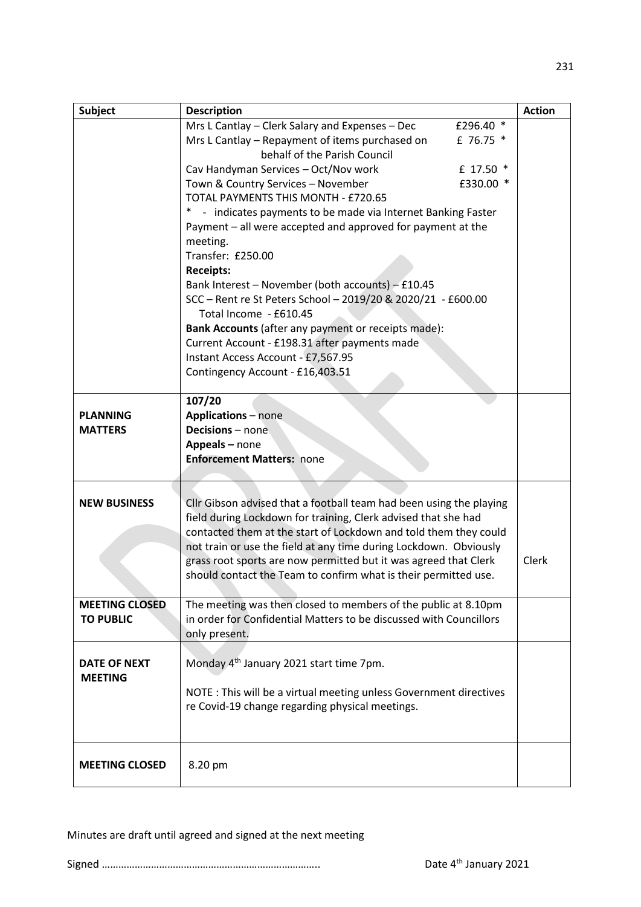| Subject | Description | Action |
|---|---|---|
| | Mrs L Cantlay – Clerk Salary and Expenses – Dec £296.40 *<br>Mrs L Cantlay – Repayment of items purchased on behalf of the Parish Council £ 76.75 *<br>Cav Handyman Services – Oct/Nov work £ 17.50 *<br>Town & Country Services – November £330.00 *<br>TOTAL PAYMENTS THIS MONTH - £720.65<br>* - indicates payments to be made via Internet Banking Faster Payment – all were accepted and approved for payment at the meeting.<br>Transfer: £250.00<br>**Receipts:**<br>Bank Interest – November (both accounts) – £10.45<br>SCC – Rent re St Peters School – 2019/20 & 2020/21 - £600.00<br>Total Income - £610.45<br>**Bank Accounts** (after any payment or receipts made):<br>Current Account - £198.31 after payments made<br>Instant Access Account - £7,567.95<br>Contingency Account - £16,403.51 | |
| **PLANNING MATTERS** | **107/20**<br>**Applications** – none<br>**Decisions** – none<br>**Appeals –** none<br>**Enforcement Matters:** none | |
| **NEW BUSINESS** | Cllr Gibson advised that a football team had been using the playing field during Lockdown for training, Clerk advised that she had contacted them at the start of Lockdown and told them they could not train or use the field at any time during Lockdown. Obviously grass root sports are now permitted but it was agreed that Clerk should contact the Team to confirm what is their permitted use. | Clerk |
| **MEETING CLOSED TO PUBLIC** | The meeting was then closed to members of the public at 8.10pm in order for Confidential Matters to be discussed with Councillors only present. | |
| **DATE OF NEXT MEETING** | Monday 4th January 2021 start time 7pm.<br><br>NOTE : This will be a virtual meeting unless Government directives re Covid-19 change regarding physical meetings. | |
| **MEETING CLOSED** | 8.20 pm | |

Minutes are draft until agreed and signed at the next meeting

Signed ……………………………………………………………….. Date 4th January 2021